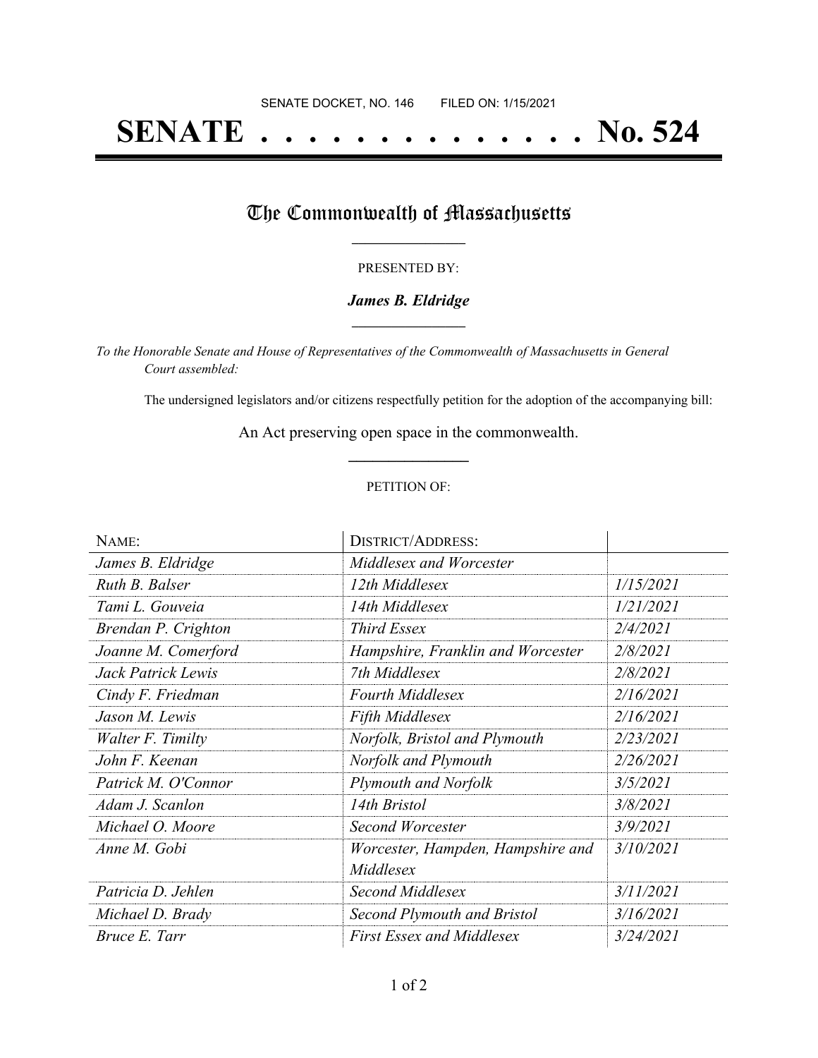SENATE DOCKET, NO. 146 FILED ON: 1/15/2021

# SENATE . . . . . . . . . . . . . . No. 524

## The Commonwealth of Massachusetts

PRESENTED BY:

***James B. Eldridge***

*To the Honorable Senate and House of Representatives of the Commonwealth of Massachusetts in General Court assembled:*

The undersigned legislators and/or citizens respectfully petition for the adoption of the accompanying bill:

An Act preserving open space in the commonwealth.

PETITION OF:

| NAME: | DISTRICT/ADDRESS: | |
|---|---|---|
| *James B. Eldridge* | *Middlesex and Worcester* | |
| *Ruth B. Balser* | *12th Middlesex* | *1/15/2021* |
| *Tami L. Gouveia* | *14th Middlesex* | *1/21/2021* |
| *Brendan P. Crighton* | *Third Essex* | *2/4/2021* |
| *Joanne M. Comerford* | *Hampshire, Franklin and Worcester* | *2/8/2021* |
| *Jack Patrick Lewis* | *7th Middlesex* | *2/8/2021* |
| *Cindy F. Friedman* | *Fourth Middlesex* | *2/16/2021* |
| *Jason M. Lewis* | *Fifth Middlesex* | *2/16/2021* |
| *Walter F. Timilty* | *Norfolk, Bristol and Plymouth* | *2/23/2021* |
| *John F. Keenan* | *Norfolk and Plymouth* | *2/26/2021* |
| *Patrick M. O'Connor* | *Plymouth and Norfolk* | *3/5/2021* |
| *Adam J. Scanlon* | *14th Bristol* | *3/8/2021* |
| *Michael O. Moore* | *Second Worcester* | *3/9/2021* |
| *Anne M. Gobi* | *Worcester, Hampden, Hampshire and Middlesex* | *3/10/2021* |
| *Patricia D. Jehlen* | *Second Middlesex* | *3/11/2021* |
| *Michael D. Brady* | *Second Plymouth and Bristol* | *3/16/2021* |
| *Bruce E. Tarr* | *First Essex and Middlesex* | *3/24/2021* |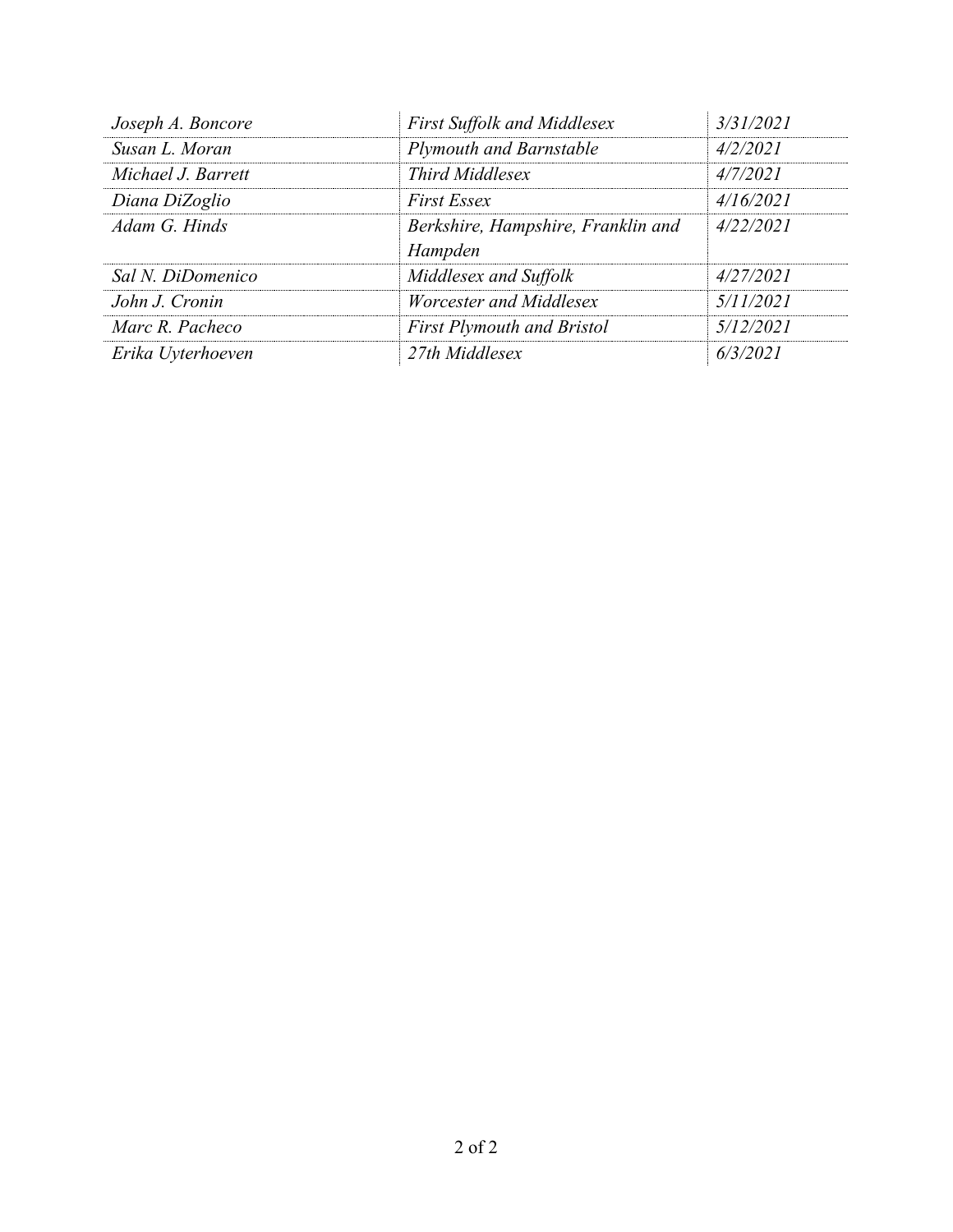| | | |
|---|---|---|
| *Joseph A. Boncore* | *First Suffolk and Middlesex* | *3/31/2021* |
| *Susan L. Moran* | *Plymouth and Barnstable* | *4/2/2021* |
| *Michael J. Barrett* | *Third Middlesex* | *4/7/2021* |
| *Diana DiZoglio* | *First Essex* | *4/16/2021* |
| *Adam G. Hinds* | *Berkshire, Hampshire, Franklin and Hampden* | *4/22/2021* |
| *Sal N. DiDomenico* | *Middlesex and Suffolk* | *4/27/2021* |
| *John J. Cronin* | *Worcester and Middlesex* | *5/11/2021* |
| *Marc R. Pacheco* | *First Plymouth and Bristol* | *5/12/2021* |
| *Erika Uyterhoeven* | *27th Middlesex* | *6/3/2021* |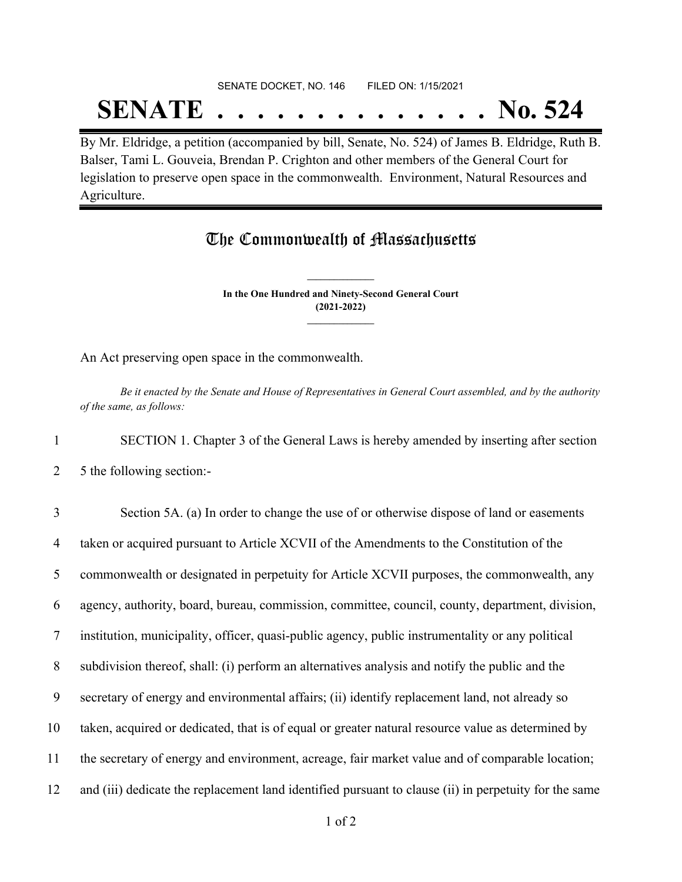SENATE DOCKET, NO. 146        FILED ON: 1/15/2021

# SENATE . . . . . . . . . . . . . . No. 524

By Mr. Eldridge, a petition (accompanied by bill, Senate, No. 524) of James B. Eldridge, Ruth B. Balser, Tami L. Gouveia, Brendan P. Crighton and other members of the General Court for legislation to preserve open space in the commonwealth. Environment, Natural Resources and Agriculture.

## The Commonwealth of Massachusetts

**In the One Hundred and Ninety-Second General Court**
**(2021-2022)**

An Act preserving open space in the commonwealth.

*Be it enacted by the Senate and House of Representatives in General Court assembled, and by the authority of the same, as follows:*

1 SECTION 1. Chapter 3 of the General Laws is hereby amended by inserting after section
2 5 the following section:-

3 Section 5A. (a) In order to change the use of or otherwise dispose of land or easements
4 taken or acquired pursuant to Article XCVII of the Amendments to the Constitution of the
5 commonwealth or designated in perpetuity for Article XCVII purposes, the commonwealth, any
6 agency, authority, board, bureau, commission, committee, council, county, department, division,
7 institution, municipality, officer, quasi-public agency, public instrumentality or any political
8 subdivision thereof, shall: (i) perform an alternatives analysis and notify the public and the
9 secretary of energy and environmental affairs; (ii) identify replacement land, not already so
10 taken, acquired or dedicated, that is of equal or greater natural resource value as determined by
11 the secretary of energy and environment, acreage, fair market value and of comparable location;
12 and (iii) dedicate the replacement land identified pursuant to clause (ii) in perpetuity for the same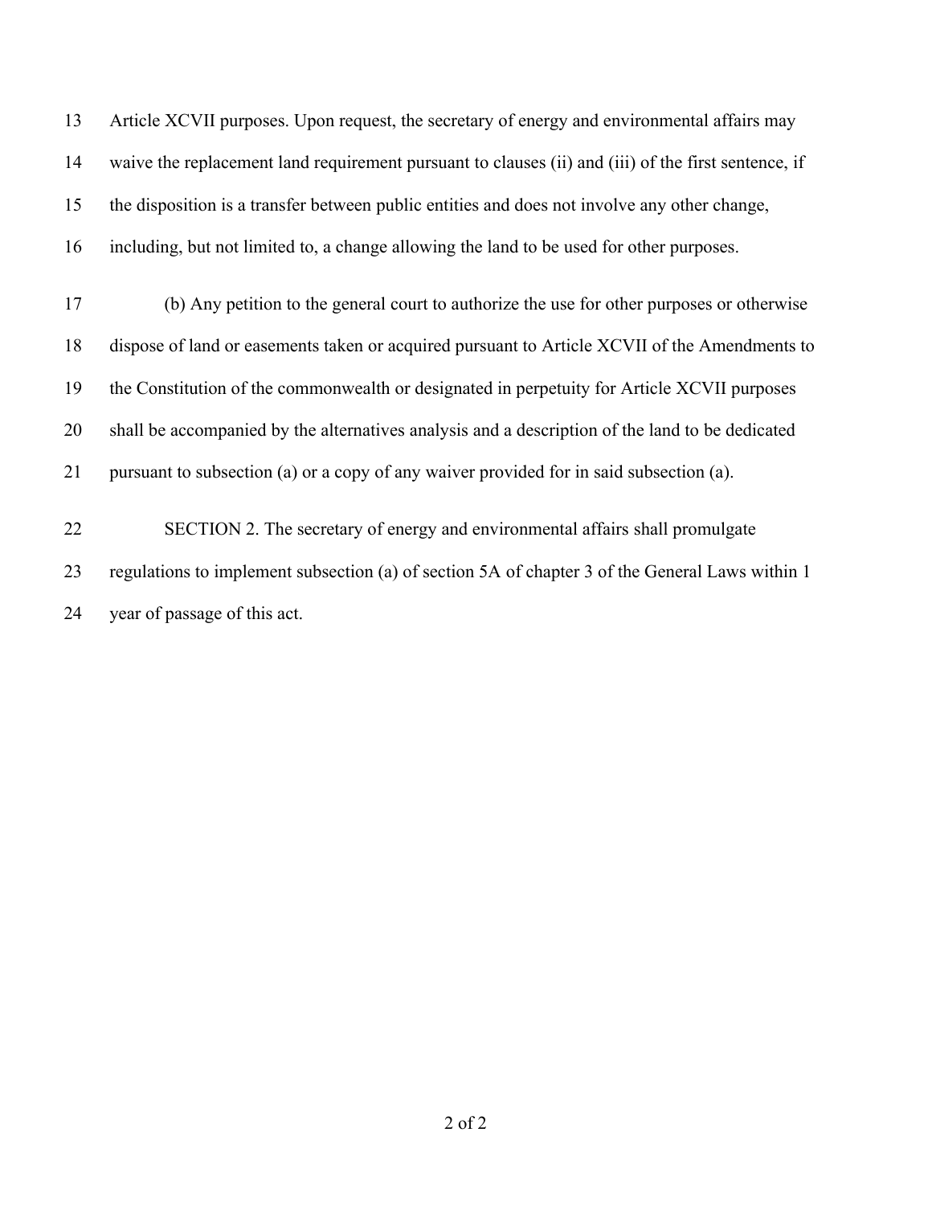Article XCVII purposes. Upon request, the secretary of energy and environmental affairs may waive the replacement land requirement pursuant to clauses (ii) and (iii) of the first sentence, if the disposition is a transfer between public entities and does not involve any other change, including, but not limited to, a change allowing the land to be used for other purposes.

(b) Any petition to the general court to authorize the use for other purposes or otherwise dispose of land or easements taken or acquired pursuant to Article XCVII of the Amendments to the Constitution of the commonwealth or designated in perpetuity for Article XCVII purposes shall be accompanied by the alternatives analysis and a description of the land to be dedicated pursuant to subsection (a) or a copy of any waiver provided for in said subsection (a).

SECTION 2. The secretary of energy and environmental affairs shall promulgate regulations to implement subsection (a) of section 5A of chapter 3 of the General Laws within 1 year of passage of this act.